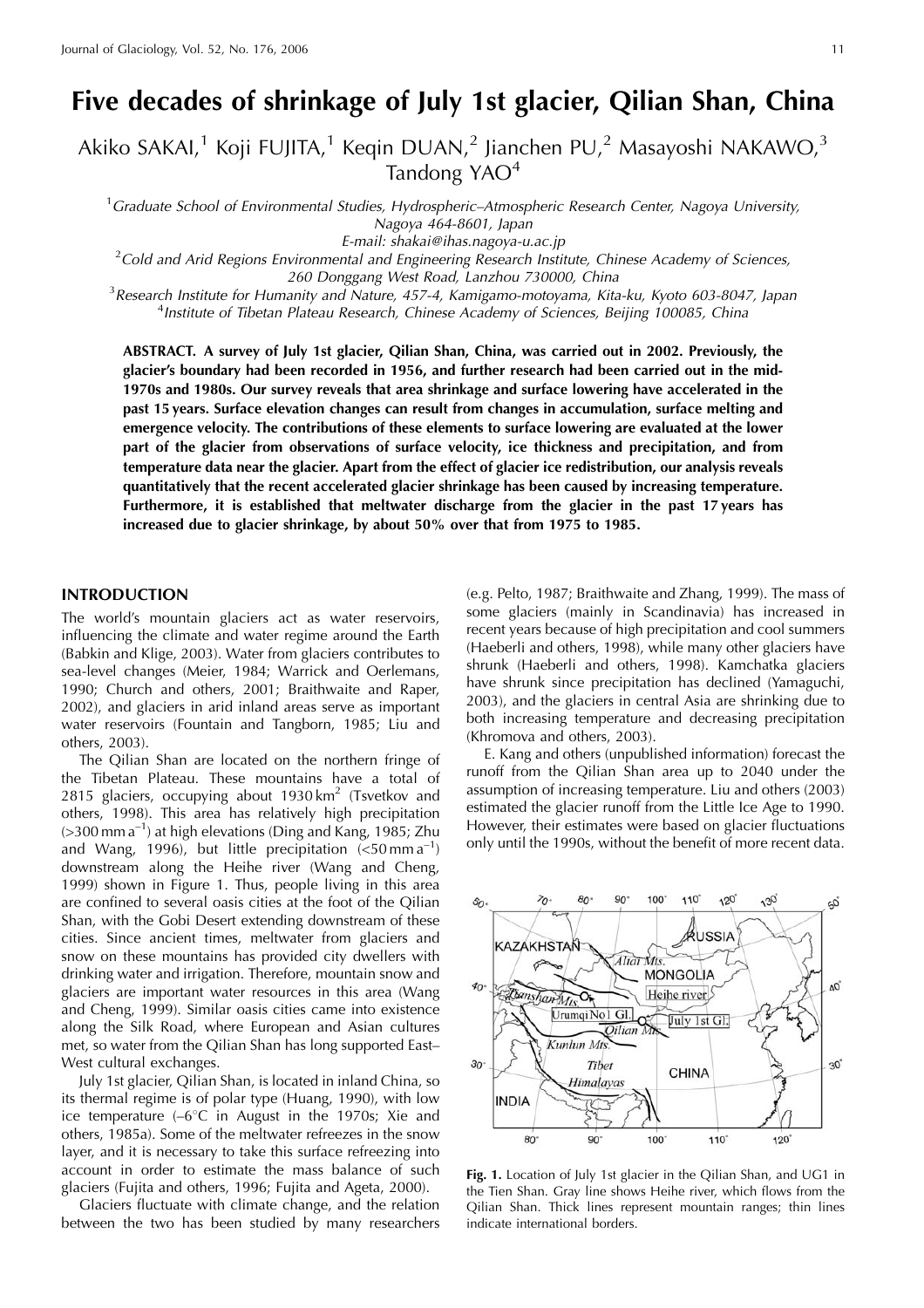# Five decades of shrinkage of July 1st glacier, Qilian Shan, China

Akiko SAKAI,[1] Koji FUJITA,[1] Keqin DUAN,[2] Jianchen PU,[2] Masayoshi NAKAWO,[3] Tandong YAO[4]

[1] *Graduate School of Environmental Studies, Hydrospheric–Atmospheric Research Center, Nagoya University, Nagoya 464-8601, Japan*
*E-mail: shakai@ihas.nagoya-u.ac.jp*

[2] *Cold and Arid Regions Environmental and Engineering Research Institute, Chinese Academy of Sciences, 260 Donggang West Road, Lanzhou 730000, China*

[3] *Research Institute for Humanity and Nature, 457-4, Kamigamo-motoyama, Kita-ku, Kyoto 603-8047, Japan*

[4] *Institute of Tibetan Plateau Research, Chinese Academy of Sciences, Beijing 100085, China*

**ABSTRACT. A survey of July 1st glacier, Qilian Shan, China, was carried out in 2002. Previously, the glacier's boundary had been recorded in 1956, and further research had been carried out in the mid-1970s and 1980s. Our survey reveals that area shrinkage and surface lowering have accelerated in the past 15 years. Surface elevation changes can result from changes in accumulation, surface melting and emergence velocity. The contributions of these elements to surface lowering are evaluated at the lower part of the glacier from observations of surface velocity, ice thickness and precipitation, and from temperature data near the glacier. Apart from the effect of glacier ice redistribution, our analysis reveals quantitatively that the recent accelerated glacier shrinkage has been caused by increasing temperature. Furthermore, it is established that meltwater discharge from the glacier in the past 17 years has increased due to glacier shrinkage, by about 50% over that from 1975 to 1985.**

## INTRODUCTION

The world's mountain glaciers act as water reservoirs, influencing the climate and water regime around the Earth (Babkin and Klige, 2003). Water from glaciers contributes to sea-level changes (Meier, 1984; Warrick and Oerlemans, 1990; Church and others, 2001; Braithwaite and Raper, 2002), and glaciers in arid inland areas serve as important water reservoirs (Fountain and Tangborn, 1985; Liu and others, 2003).

The Qilian Shan are located on the northern fringe of the Tibetan Plateau. These mountains have a total of 2815 glaciers, occupying about 1930 $km^2$ (Tsvetkov and others, 1998). This area has relatively high precipitation (>300 $mm\,a^{-1}$) at high elevations (Ding and Kang, 1985; Zhu and Wang, 1996), but little precipitation (<50 $mm\,a^{-1}$) downstream along the Heihe river (Wang and Cheng, 1999) shown in Figure 1. Thus, people living in this area are confined to several oasis cities at the foot of the Qilian Shan, with the Gobi Desert extending downstream of these cities. Since ancient times, meltwater from glaciers and snow on these mountains has provided city dwellers with drinking water and irrigation. Therefore, mountain snow and glaciers are important water resources in this area (Wang and Cheng, 1999). Similar oasis cities came into existence along the Silk Road, where European and Asian cultures met, so water from the Qilian Shan has long supported East–West cultural exchanges.

July 1st glacier, Qilian Shan, is located in inland China, so its thermal regime is of polar type (Huang, 1990), with low ice temperature (–6°C in August in the 1970s; Xie and others, 1985a). Some of the meltwater refreezes in the snow layer, and it is necessary to take this surface refreezing into account in order to estimate the mass balance of such glaciers (Fujita and others, 1996; Fujita and Ageta, 2000).

Glaciers fluctuate with climate change, and the relation between the two has been studied by many researchers (e.g. Pelto, 1987; Braithwaite and Zhang, 1999). The mass of some glaciers (mainly in Scandinavia) has increased in recent years because of high precipitation and cool summers (Haeberli and others, 1998), while many other glaciers have shrunk (Haeberli and others, 1998). Kamchatka glaciers have shrunk since precipitation has declined (Yamaguchi, 2003), and the glaciers in central Asia are shrinking due to both increasing temperature and decreasing precipitation (Khromova and others, 2003).

E. Kang and others (unpublished information) forecast the runoff from the Qilian Shan area up to 2040 under the assumption of increasing temperature. Liu and others (2003) estimated the glacier runoff from the Little Ice Age to 1990. However, their estimates were based on glacier fluctuations only until the 1990s, without the benefit of more recent data.

**Fig. 1.** Location of July 1st glacier in the Qilian Shan, and UG1 in the Tien Shan. Gray line shows Heihe river, which flows from the Qilian Shan. Thick lines represent mountain ranges; thin lines indicate international borders.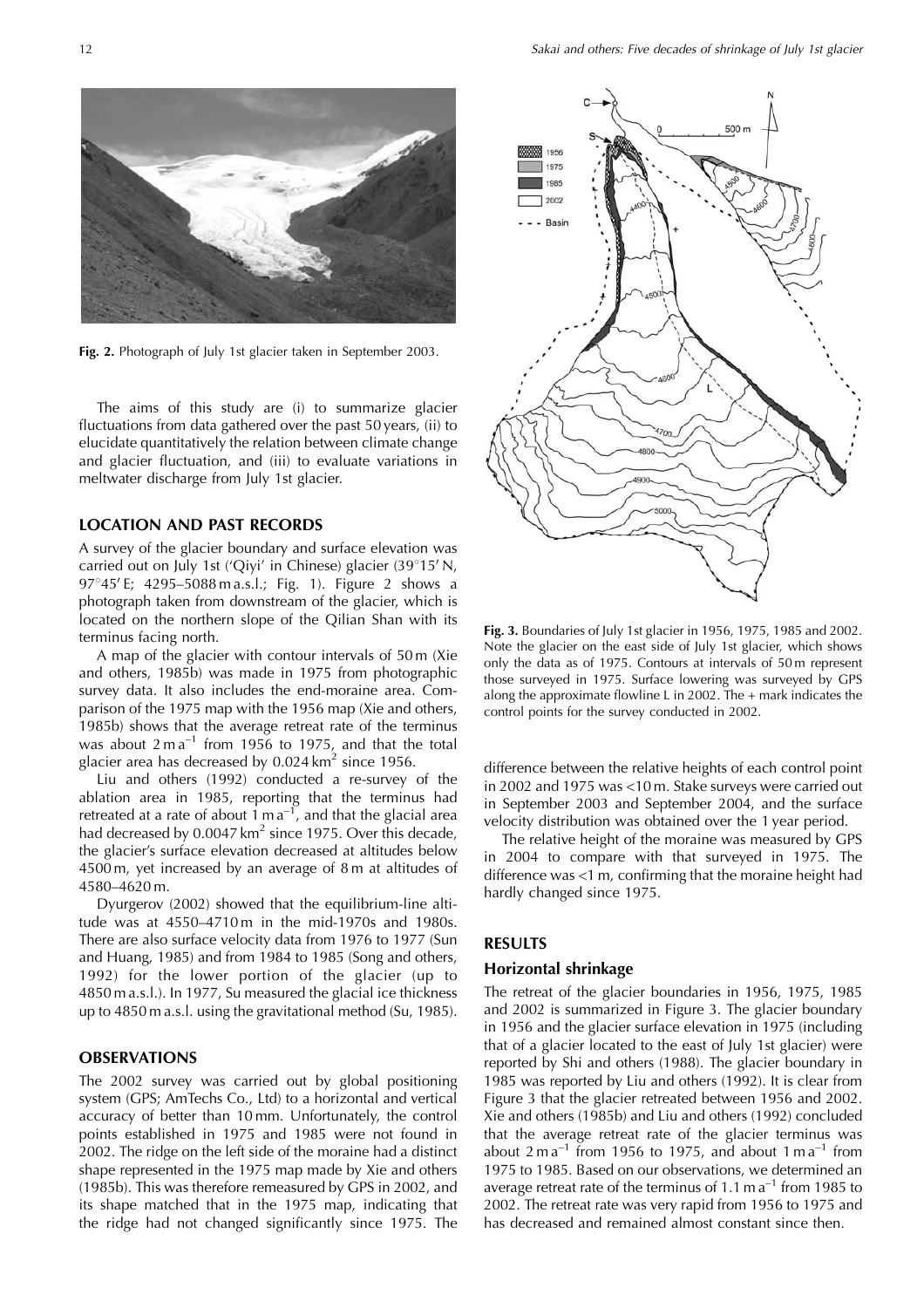**Fig. 2.** Photograph of July 1st glacier taken in September 2003.

The aims of this study are (i) to summarize glacier fluctuations from data gathered over the past 50 years, (ii) to elucidate quantitatively the relation between climate change and glacier fluctuation, and (iii) to evaluate variations in meltwater discharge from July 1st glacier.

## LOCATION AND PAST RECORDS

A survey of the glacier boundary and surface elevation was carried out on July 1st ('Qiyi' in Chinese) glacier (39°15′ N, 97°45′ E; 4295–5088 m a.s.l.; Fig. 1). Figure 2 shows a photograph taken from downstream of the glacier, which is located on the northern slope of the Qilian Shan with its terminus facing north.

A map of the glacier with contour intervals of 50 m (Xie and others, 1985b) was made in 1975 from photographic survey data. It also includes the end-moraine area. Comparison of the 1975 map with the 1956 map (Xie and others, 1985b) shows that the average retreat rate of the terminus was about $2\,\text{m a}^{-1}$ from 1956 to 1975, and that the total glacier area has decreased by $0.024\,\text{km}^2$ since 1956.

Liu and others (1992) conducted a re-survey of the ablation area in 1985, reporting that the terminus had retreated at a rate of about $1\,\text{m a}^{-1}$, and that the glacial area had decreased by $0.0047\,\text{km}^2$ since 1975. Over this decade, the glacier's surface elevation decreased at altitudes below 4500 m, yet increased by an average of 8 m at altitudes of 4580–4620 m.

Dyurgerov (2002) showed that the equilibrium-line altitude was at 4550–4710 m in the mid-1970s and 1980s. There are also surface velocity data from 1976 to 1977 (Sun and Huang, 1985) and from 1984 to 1985 (Song and others, 1992) for the lower portion of the glacier (up to 4850 m a.s.l.). In 1977, Su measured the glacial ice thickness up to 4850 m a.s.l. using the gravitational method (Su, 1985).

## OBSERVATIONS

The 2002 survey was carried out by global positioning system (GPS; AmTechs Co., Ltd) to a horizontal and vertical accuracy of better than 10 mm. Unfortunately, the control points established in 1975 and 1985 were not found in 2002. The ridge on the left side of the moraine had a distinct shape represented in the 1975 map made by Xie and others (1985b). This was therefore remeasured by GPS in 2002, and its shape matched that in the 1975 map, indicating that the ridge had not changed significantly since 1975. The difference between the relative heights of each control point in 2002 and 1975 was <10 m. Stake surveys were carried out in September 2003 and September 2004, and the surface velocity distribution was obtained over the 1 year period.

The relative height of the moraine was measured by GPS in 2004 to compare with that surveyed in 1975. The difference was <1 m, confirming that the moraine height had hardly changed since 1975.

**Fig. 3.** Boundaries of July 1st glacier in 1956, 1975, 1985 and 2002. Note the glacier on the east side of July 1st glacier, which shows only the data as of 1975. Contours at intervals of 50 m represent those surveyed in 1975. Surface lowering was surveyed by GPS along the approximate flowline L in 2002. The + mark indicates the control points for the survey conducted in 2002.

## RESULTS

### Horizontal shrinkage

The retreat of the glacier boundaries in 1956, 1975, 1985 and 2002 is summarized in Figure 3. The glacier boundary in 1956 and the glacier surface elevation in 1975 (including that of a glacier located to the east of July 1st glacier) were reported by Shi and others (1988). The glacier boundary in 1985 was reported by Liu and others (1992). It is clear from Figure 3 that the glacier retreated between 1956 and 2002. Xie and others (1985b) and Liu and others (1992) concluded that the average retreat rate of the glacier terminus was about $2\,\text{m a}^{-1}$ from 1956 to 1975, and about $1\,\text{m a}^{-1}$ from 1975 to 1985. Based on our observations, we determined an average retreat rate of the terminus of $1.1\,\text{m a}^{-1}$ from 1985 to 2002. The retreat rate was very rapid from 1956 to 1975 and has decreased and remained almost constant since then.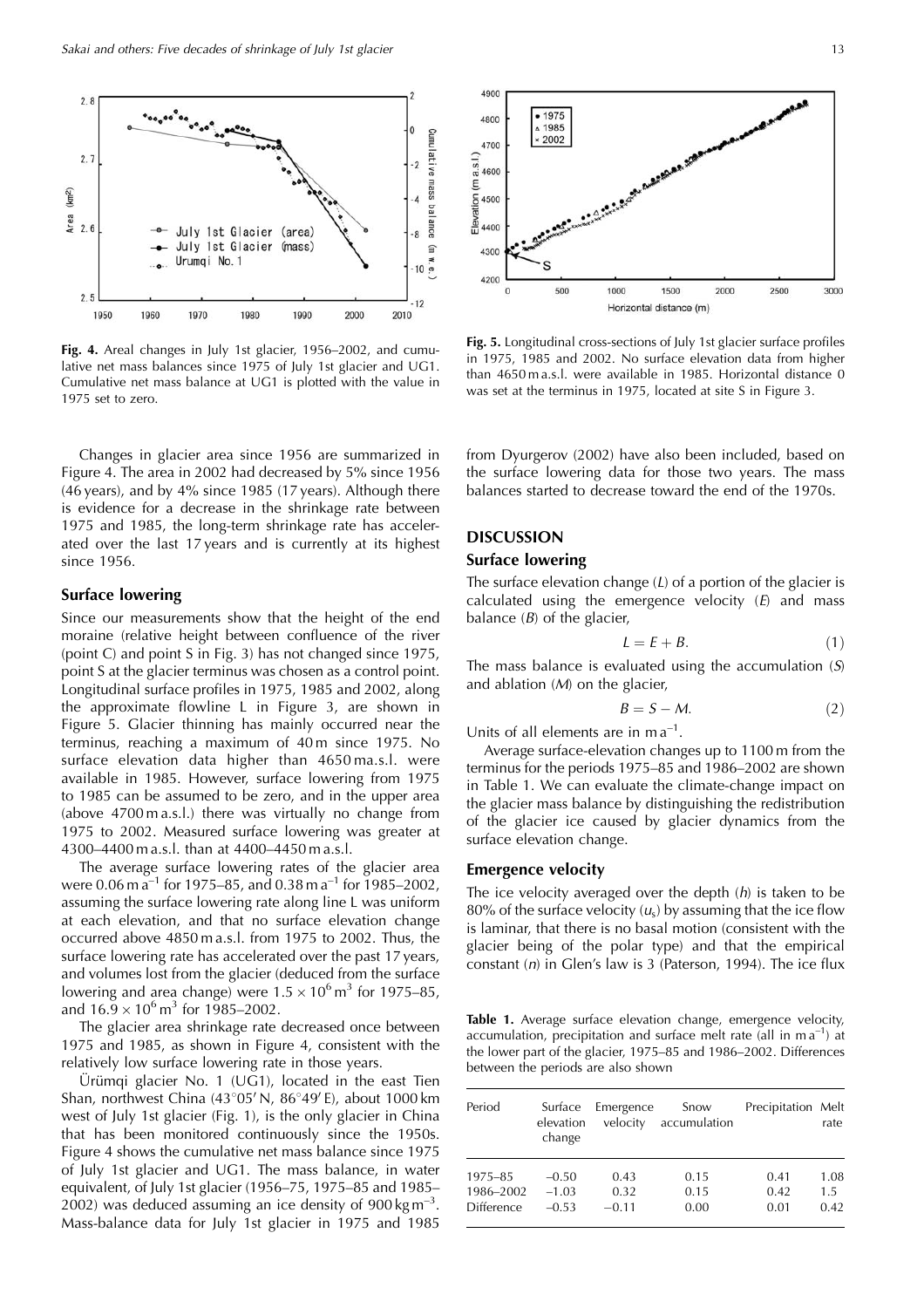Fig. 4. Areal changes in July 1st glacier, 1956–2002, and cumulative net mass balances since 1975 of July 1st glacier and UG1. Cumulative net mass balance at UG1 is plotted with the value in 1975 set to zero.

Fig. 5. Longitudinal cross-sections of July 1st glacier surface profiles in 1975, 1985 and 2002. No surface elevation data from higher than 4650 m a.s.l. were available in 1985. Horizontal distance 0 was set at the terminus in 1975, located at site S in Figure 3.

Changes in glacier area since 1956 are summarized in Figure 4. The area in 2002 had decreased by 5% since 1956 (46 years), and by 4% since 1985 (17 years). Although there is evidence for a decrease in the shrinkage rate between 1975 and 1985, the long-term shrinkage rate has accelerated over the last 17 years and is currently at its highest since 1956.

### Surface lowering

Since our measurements show that the height of the end moraine (relative height between confluence of the river (point C) and point S in Fig. 3) has not changed since 1975, point S at the glacier terminus was chosen as a control point. Longitudinal surface profiles in 1975, 1985 and 2002, along the approximate flowline L in Figure 3, are shown in Figure 5. Glacier thinning has mainly occurred near the terminus, reaching a maximum of 40 m since 1975. No surface elevation data higher than 4650 m a.s.l. were available in 1985. However, surface lowering from 1975 to 1985 can be assumed to be zero, and in the upper area (above 4700 m a.s.l.) there was virtually no change from 1975 to 2002. Measured surface lowering was greater at 4300–4400 m a.s.l. than at 4400–4450 m a.s.l.

The average surface lowering rates of the glacier area were 0.06 m $a^{-1}$ for 1975–85, and 0.38 m $a^{-1}$ for 1985–2002, assuming the surface lowering rate along line L was uniform at each elevation, and that no surface elevation change occurred above 4850 m a.s.l. from 1975 to 2002. Thus, the surface lowering rate has accelerated over the past 17 years, and volumes lost from the glacier (deduced from the surface lowering and area change) were $1.5 \times 10^6$ m$^3$ for 1975–85, and $16.9 \times 10^6$ m$^3$ for 1985–2002.

The glacier area shrinkage rate decreased once between 1975 and 1985, as shown in Figure 4, consistent with the relatively low surface lowering rate in those years.

Ürümqi glacier No. 1 (UG1), located in the east Tien Shan, northwest China (43°05′ N, 86°49′ E), about 1000 km west of July 1st glacier (Fig. 1), is the only glacier in China that has been monitored continuously since the 1950s. Figure 4 shows the cumulative net mass balance since 1975 of July 1st glacier and UG1. The mass balance, in water equivalent, of July 1st glacier (1956–75, 1975–85 and 1985–2002) was deduced assuming an ice density of 900 kg m$^{-3}$. Mass-balance data for July 1st glacier in 1975 and 1985 from Dyurgerov (2002) have also been included, based on the surface lowering data for those two years. The mass balances started to decrease toward the end of the 1970s.

## DISCUSSION

### Surface lowering

The surface elevation change ($L$) of a portion of the glacier is calculated using the emergence velocity ($E$) and mass balance ($B$) of the glacier,

$$L = E + B. \quad (1)$$

The mass balance is evaluated using the accumulation ($S$) and ablation ($M$) on the glacier,

$$B = S - M. \quad (2)$$

Units of all elements are in m $a^{-1}$.

Average surface-elevation changes up to 1100 m from the terminus for the periods 1975–85 and 1986–2002 are shown in Table 1. We can evaluate the climate-change impact on the glacier mass balance by distinguishing the redistribution of the glacier ice caused by glacier dynamics from the surface elevation change.

### Emergence velocity

The ice velocity averaged over the depth ($h$) is taken to be 80% of the surface velocity ($u_s$) by assuming that the ice flow is laminar, that there is no basal motion (consistent with the glacier being of the polar type) and that the empirical constant ($n$) in Glen's law is 3 (Paterson, 1994). The ice flux

**Table 1.** Average surface elevation change, emergence velocity, accumulation, precipitation and surface melt rate (all in m $a^{-1}$) at the lower part of the glacier, 1975–85 and 1986–2002. Differences between the periods are also shown

| Period | Surface elevation change | Emergence velocity | Snow accumulation | Precipitation | Melt rate |
|---|---|---|---|---|---|
| 1975–85 | –0.50 | 0.43 | 0.15 | 0.41 | 1.08 |
| 1986–2002 | –1.03 | 0.32 | 0.15 | 0.42 | 1.5 |
| Difference | –0.53 | –0.11 | 0.00 | 0.01 | 0.42 |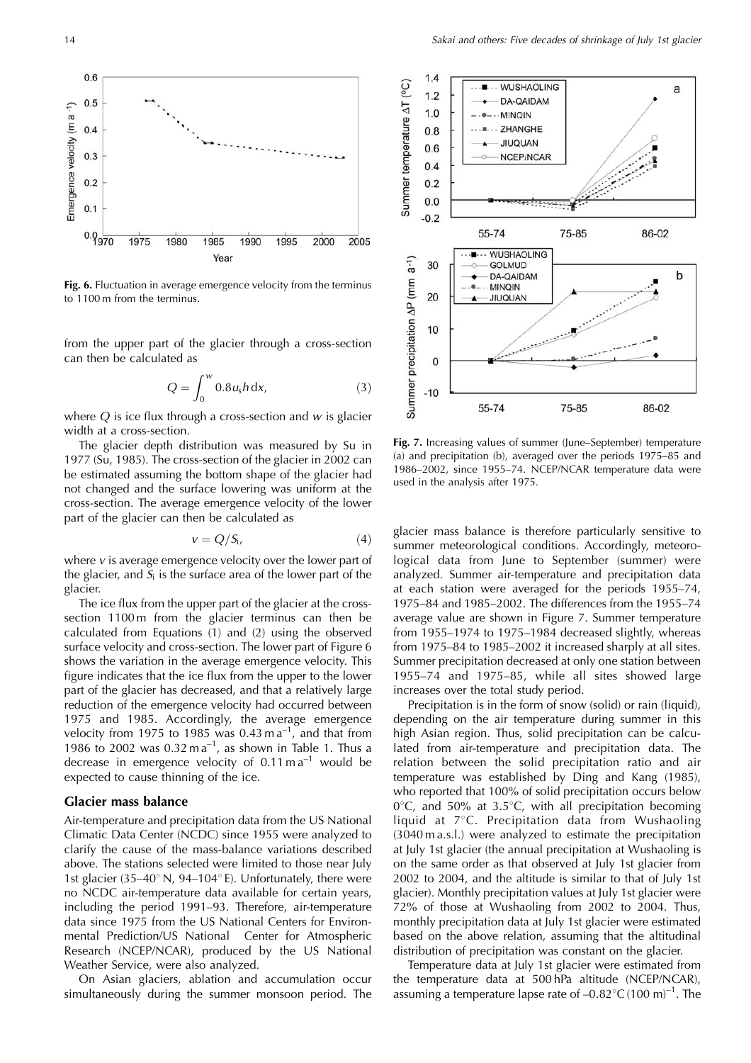Fig. 6. Fluctuation in average emergence velocity from the terminus to 1100 m from the terminus.

from the upper part of the glacier through a cross-section can then be calculated as

$$Q = \int_0^w 0.8 u_s h \, dx, \tag{3}$$

where $Q$ is ice flux through a cross-section and $w$ is glacier width at a cross-section.

The glacier depth distribution was measured by Su in 1977 (Su, 1985). The cross-section of the glacier in 2002 can be estimated assuming the bottom shape of the glacier had not changed and the surface lowering was uniform at the cross-section. The average emergence velocity of the lower part of the glacier can then be calculated as

$$v = Q/S_l, \tag{4}$$

where $v$ is average emergence velocity over the lower part of the glacier, and $S_l$ is the surface area of the lower part of the glacier.

The ice flux from the upper part of the glacier at the cross-section 1100 m from the glacier terminus can then be calculated from Equations (1) and (2) using the observed surface velocity and cross-section. The lower part of Figure 6 shows the variation in the average emergence velocity. This figure indicates that the ice flux from the upper to the lower part of the glacier has decreased, and that a relatively large reduction of the emergence velocity had occurred between 1975 and 1985. Accordingly, the average emergence velocity from 1975 to 1985 was 0.43 m a$^{-1}$, and that from 1986 to 2002 was 0.32 m a$^{-1}$, as shown in Table 1. Thus a decrease in emergence velocity of 0.11 m a$^{-1}$ would be expected to cause thinning of the ice.

## Glacier mass balance

Air-temperature and precipitation data from the US National Climatic Data Center (NCDC) since 1955 were analyzed to clarify the cause of the mass-balance variations described above. The stations selected were limited to those near July 1st glacier (35–40° N, 94–104° E). Unfortunately, there were no NCDC air-temperature data available for certain years, including the period 1991–93. Therefore, air-temperature data since 1975 from the US National Centers for Environmental Prediction/US National Center for Atmospheric Research (NCEP/NCAR), produced by the US National Weather Service, were also analyzed.

On Asian glaciers, ablation and accumulation occur simultaneously during the summer monsoon period. The glacier mass balance is therefore particularly sensitive to summer meteorological conditions. Accordingly, meteorological data from June to September (summer) were analyzed. Summer air-temperature and precipitation data at each station were averaged for the periods 1955–74, 1975–84 and 1985–2002. The differences from the 1955–74 average value are shown in Figure 7. Summer temperature from 1955–1974 to 1975–1984 decreased slightly, whereas from 1975–84 to 1985–2002 it increased sharply at all sites. Summer precipitation decreased at only one station between 1955–74 and 1975–85, while all sites showed large increases over the total study period.

Fig. 7. Increasing values of summer (June–September) temperature (a) and precipitation (b), averaged over the periods 1975–85 and 1986–2002, since 1955–74. NCEP/NCAR temperature data were used in the analysis after 1975.

Precipitation is in the form of snow (solid) or rain (liquid), depending on the air temperature during summer in this high Asian region. Thus, solid precipitation can be calculated from air-temperature and precipitation data. The relation between the solid precipitation ratio and air temperature was established by Ding and Kang (1985), who reported that 100% of solid precipitation occurs below 0°C, and 50% at 3.5°C, with all precipitation becoming liquid at 7°C. Precipitation data from Wushaoling (3040 m a.s.l.) were analyzed to estimate the precipitation at July 1st glacier (the annual precipitation at Wushaoling is on the same order as that observed at July 1st glacier from 2002 to 2004, and the altitude is similar to that of July 1st glacier). Monthly precipitation values at July 1st glacier were 72% of those at Wushaoling from 2002 to 2004. Thus, monthly precipitation data at July 1st glacier were estimated based on the above relation, assuming that the altitudinal distribution of precipitation was constant on the glacier.

Temperature data at July 1st glacier were estimated from the temperature data at 500 hPa altitude (NCEP/NCAR), assuming a temperature lapse rate of –0.82°C (100 m)$^{-1}$. The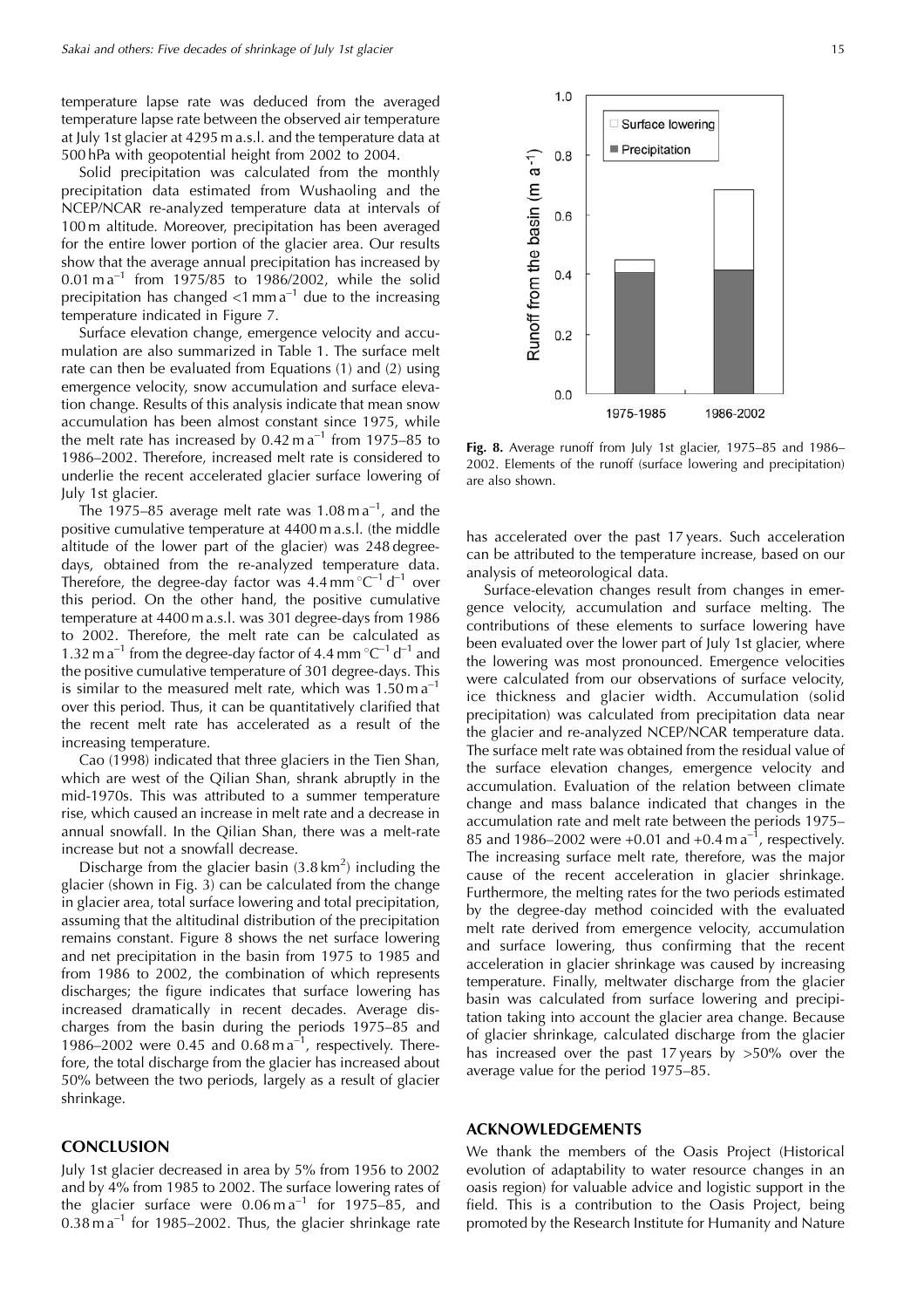temperature lapse rate was deduced from the averaged temperature lapse rate between the observed air temperature at July 1st glacier at 4295 m a.s.l. and the temperature data at 500 hPa with geopotential height from 2002 to 2004.

Solid precipitation was calculated from the monthly precipitation data estimated from Wushaoling and the NCEP/NCAR re-analyzed temperature data at intervals of 100 m altitude. Moreover, precipitation has been averaged for the entire lower portion of the glacier area. Our results show that the average annual precipitation has increased by 0.01 m $a^{-1}$ from 1975/85 to 1986/2002, while the solid precipitation has changed <1 mm $a^{-1}$ due to the increasing temperature indicated in Figure 7.

Surface elevation change, emergence velocity and accumulation are also summarized in Table 1. The surface melt rate can then be evaluated from Equations (1) and (2) using emergence velocity, snow accumulation and surface elevation change. Results of this analysis indicate that mean snow accumulation has been almost constant since 1975, while the melt rate has increased by 0.42 m $a^{-1}$ from 1975–85 to 1986–2002. Therefore, increased melt rate is considered to underlie the recent accelerated glacier surface lowering of July 1st glacier.

The 1975–85 average melt rate was 1.08 m $a^{-1}$, and the positive cumulative temperature at 4400 m a.s.l. (the middle altitude of the lower part of the glacier) was 248 degree-days, obtained from the re-analyzed temperature data. Therefore, the degree-day factor was 4.4 mm $^{\circ}C^{-1}$ $d^{-1}$ over this period. On the other hand, the positive cumulative temperature at 4400 m a.s.l. was 301 degree-days from 1986 to 2002. Therefore, the melt rate can be calculated as 1.32 m $a^{-1}$ from the degree-day factor of 4.4 mm $^{\circ}C^{-1}$ $d^{-1}$ and the positive cumulative temperature of 301 degree-days. This is similar to the measured melt rate, which was 1.50 m $a^{-1}$ over this period. Thus, it can be quantitatively clarified that the recent melt rate has accelerated as a result of the increasing temperature.

Cao (1998) indicated that three glaciers in the Tien Shan, which are west of the Qilian Shan, shrank abruptly in the mid-1970s. This was attributed to a summer temperature rise, which caused an increase in melt rate and a decrease in annual snowfall. In the Qilian Shan, there was a melt-rate increase but not a snowfall decrease.

Discharge from the glacier basin (3.8 $km^2$) including the glacier (shown in Fig. 3) can be calculated from the change in glacier area, total surface lowering and total precipitation, assuming that the altitudinal distribution of the precipitation remains constant. Figure 8 shows the net surface lowering and net precipitation in the basin from 1975 to 1985 and from 1986 to 2002, the combination of which represents discharges; the figure indicates that surface lowering has increased dramatically in recent decades. Average discharges from the basin during the periods 1975–85 and 1986–2002 were 0.45 and 0.68 m $a^{-1}$, respectively. Therefore, the total discharge from the glacier has increased about 50% between the two periods, largely as a result of glacier shrinkage.

**Fig. 8.** Average runoff from July 1st glacier, 1975–85 and 1986–2002. Elements of the runoff (surface lowering and precipitation) are also shown.

## CONCLUSION

July 1st glacier decreased in area by 5% from 1956 to 2002 and by 4% from 1985 to 2002. The surface lowering rates of the glacier surface were 0.06 m $a^{-1}$ for 1975–85, and 0.38 m $a^{-1}$ for 1985–2002. Thus, the glacier shrinkage rate has accelerated over the past 17 years. Such acceleration can be attributed to the temperature increase, based on our analysis of meteorological data.

Surface-elevation changes result from changes in emergence velocity, accumulation and surface melting. The contributions of these elements to surface lowering have been evaluated over the lower part of July 1st glacier, where the lowering was most pronounced. Emergence velocities were calculated from our observations of surface velocity, ice thickness and glacier width. Accumulation (solid precipitation) was calculated from precipitation data near the glacier and re-analyzed NCEP/NCAR temperature data. The surface melt rate was obtained from the residual value of the surface elevation changes, emergence velocity and accumulation. Evaluation of the relation between climate change and mass balance indicated that changes in the accumulation rate and melt rate between the periods 1975–85 and 1986–2002 were +0.01 and +0.4 m $a^{-1}$, respectively. The increasing surface melt rate, therefore, was the major cause of the recent acceleration in glacier shrinkage. Furthermore, the melting rates for the two periods estimated by the degree-day method coincided with the evaluated melt rate derived from emergence velocity, accumulation and surface lowering, thus confirming that the recent acceleration in glacier shrinkage was caused by increasing temperature. Finally, meltwater discharge from the glacier basin was calculated from surface lowering and precipitation taking into account the glacier area change. Because of glacier shrinkage, calculated discharge from the glacier has increased over the past 17 years by >50% over the average value for the period 1975–85.

## ACKNOWLEDGEMENTS

We thank the members of the Oasis Project (Historical evolution of adaptability to water resource changes in an oasis region) for valuable advice and logistic support in the field. This is a contribution to the Oasis Project, being promoted by the Research Institute for Humanity and Nature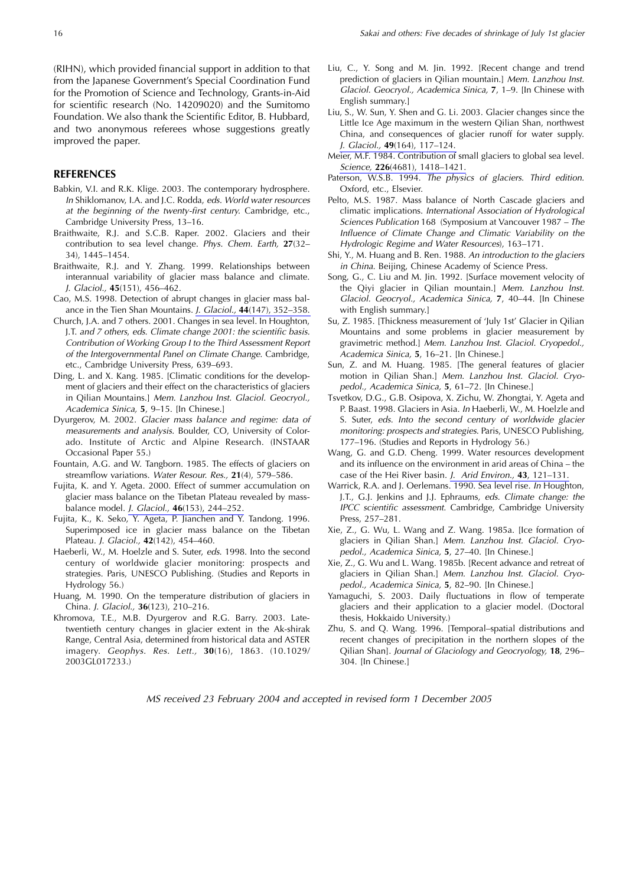(RIHN), which provided financial support in addition to that from the Japanese Government's Special Coordination Fund for the Promotion of Science and Technology, Grants-in-Aid for scientific research (No. 14209020) and the Sumitomo Foundation. We also thank the Scientific Editor, B. Hubbard, and two anonymous referees whose suggestions greatly improved the paper.

## REFERENCES

Babkin, V.I. and R.K. Klige. 2003. The contemporary hydrosphere. *In* Shiklomanov, I.A. and J.C. Rodda, *eds. World water resources at the beginning of the twenty-first century.* Cambridge, etc., Cambridge University Press, 13–16.

Braithwaite, R.J. and S.C.B. Raper. 2002. Glaciers and their contribution to sea level change. *Phys. Chem. Earth,* **27**(32–34), 1445–1454.

Braithwaite, R.J. and Y. Zhang. 1999. Relationships between interannual variability of glacier mass balance and climate. *J. Glaciol.,* **45**(151), 456–462.

Cao, M.S. 1998. Detection of abrupt changes in glacier mass balance in the Tien Shan Mountains. *J. Glaciol.,* **44**(147), 352–358.

Church, J.A. and 7 others. 2001. Changes in sea level. In Houghton, J.T. *and 7 others, eds. Climate change 2001: the scientific basis. Contribution of Working Group I to the Third Assessment Report of the Intergovernmental Panel on Climate Change.* Cambridge, etc., Cambridge University Press, 639–693.

Ding, L. and X. Kang. 1985. [Climatic conditions for the development of glaciers and their effect on the characteristics of glaciers in Qilian Mountains.] *Mem. Lanzhou Inst. Glaciol. Geocryol., Academica Sinica,* **5**, 9–15. [In Chinese.]

Dyurgerov, M. 2002. *Glacier mass balance and regime: data of measurements and analysis.* Boulder, CO, University of Colorado. Institute of Arctic and Alpine Research. (INSTAAR Occasional Paper 55.)

Fountain, A.G. and W. Tangborn. 1985. The effects of glaciers on streamflow variations. *Water Resour. Res.,* **21**(4), 579–586.

Fujita, K. and Y. Ageta. 2000. Effect of summer accumulation on glacier mass balance on the Tibetan Plateau revealed by mass-balance model. *J. Glaciol.,* **46**(153), 244–252.

Fujita, K., K. Seko, Y. Ageta, P. Jianchen and Y. Tandong. 1996. Superimposed ice in glacier mass balance on the Tibetan Plateau. *J. Glaciol.,* **42**(142), 454–460.

Haeberli, W., M. Hoelzle and S. Suter, *eds.* 1998. Into the second century of worldwide glacier monitoring: prospects and strategies. Paris, UNESCO Publishing. (Studies and Reports in Hydrology 56.)

Huang, M. 1990. On the temperature distribution of glaciers in China. *J. Glaciol.,* **36**(123), 210–216.

Khromova, T.E., M.B. Dyurgerov and R.G. Barry. 2003. Late-twentieth century changes in glacier extent in the Ak-shirak Range, Central Asia, determined from historical data and ASTER imagery. *Geophys. Res. Lett.,* **30**(16), 1863. (10.1029/2003GL017233.)

Liu, C., Y. Song and M. Jin. 1992. [Recent change and trend prediction of glaciers in Qilian mountain.] *Mem. Lanzhou Inst. Glaciol. Geocryol., Academica Sinica,* **7**, 1–9. [In Chinese with English summary.]

Liu, S., W. Sun, Y. Shen and G. Li. 2003. Glacier changes since the Little Ice Age maximum in the western Qilian Shan, northwest China, and consequences of glacier runoff for water supply. *J. Glaciol.,* **49**(164), 117–124.

Meier, M.F. 1984. Contribution of small glaciers to global sea level. *Science,* **226**(4681), 1418–1421.

Paterson, W.S.B. 1994. *The physics of glaciers. Third edition.* Oxford, etc., Elsevier.

Pelto, M.S. 1987. Mass balance of North Cascade glaciers and climatic implications. *International Association of Hydrological Sciences Publication* 168 (Symposium at Vancouver 1987 – *The Influence of Climate Change and Climatic Variability on the Hydrologic Regime and Water Resources*), 163–171.

Shi, Y., M. Huang and B. Ren. 1988. *An introduction to the glaciers in China.* Beijing, Chinese Academy of Science Press.

Song, G., C. Liu and M. Jin. 1992. [Surface movement velocity of the Qiyi glacier in Qilian mountain.] *Mem. Lanzhou Inst. Glaciol. Geocryol., Academica Sinica,* **7**, 40–44. [In Chinese with English summary.]

Su, Z. 1985. [Thickness measurement of 'July 1st' Glacier in Qilian Mountains and some problems in glacier measurement by gravimetric method.] *Mem. Lanzhou Inst. Glaciol. Cryopedol., Academica Sinica,* **5**, 16–21. [In Chinese.]

Sun, Z. and M. Huang. 1985. [The general features of glacier motion in Qilian Shan.] *Mem. Lanzhou Inst. Glaciol. Cryopedol., Academica Sinica,* **5**, 61–72. [In Chinese.]

Tsvetkov, D.G., G.B. Osipova, X. Zichu, W. Zhongtai, Y. Ageta and P. Baast. 1998. Glaciers in Asia. *In* Haeberli, W., M. Hoelzle and S. Suter, *eds. Into the second century of worldwide glacier monitoring: prospects and strategies.* Paris, UNESCO Publishing, 177–196. (Studies and Reports in Hydrology 56.)

Wang, G. and G.D. Cheng. 1999. Water resources development and its influence on the environment in arid areas of China – the case of the Hei River basin. *J. Arid Environ.,* **43**, 121–131.

Warrick, R.A. and J. Oerlemans. 1990. Sea level rise. *In* Houghton, J.T., G.J. Jenkins and J.J. Ephraums, *eds. Climate change: the IPCC scientific assessment.* Cambridge, Cambridge University Press, 257–281.

Xie, Z., G. Wu, L. Wang and Z. Wang. 1985a. [Ice formation of glaciers in Qilian Shan.] *Mem. Lanzhou Inst. Glaciol. Cryopedol., Academica Sinica,* **5**, 27–40. [In Chinese.]

Xie, Z., G. Wu and L. Wang. 1985b. [Recent advance and retreat of glaciers in Qilian Shan.] *Mem. Lanzhou Inst. Glaciol. Cryopedol., Academica Sinica,* **5**, 82–90. [In Chinese.]

Yamaguchi, S. 2003. Daily fluctuations in flow of temperate glaciers and their application to a glacier model. (Doctoral thesis, Hokkaido University.)

Zhu, S. and Q. Wang. 1996. [Temporal–spatial distributions and recent changes of precipitation in the northern slopes of the Qilian Shan]. *Journal of Glaciology and Geocryology,* **18**, 296–304. [In Chinese.]

*MS received 23 February 2004 and accepted in revised form 1 December 2005*